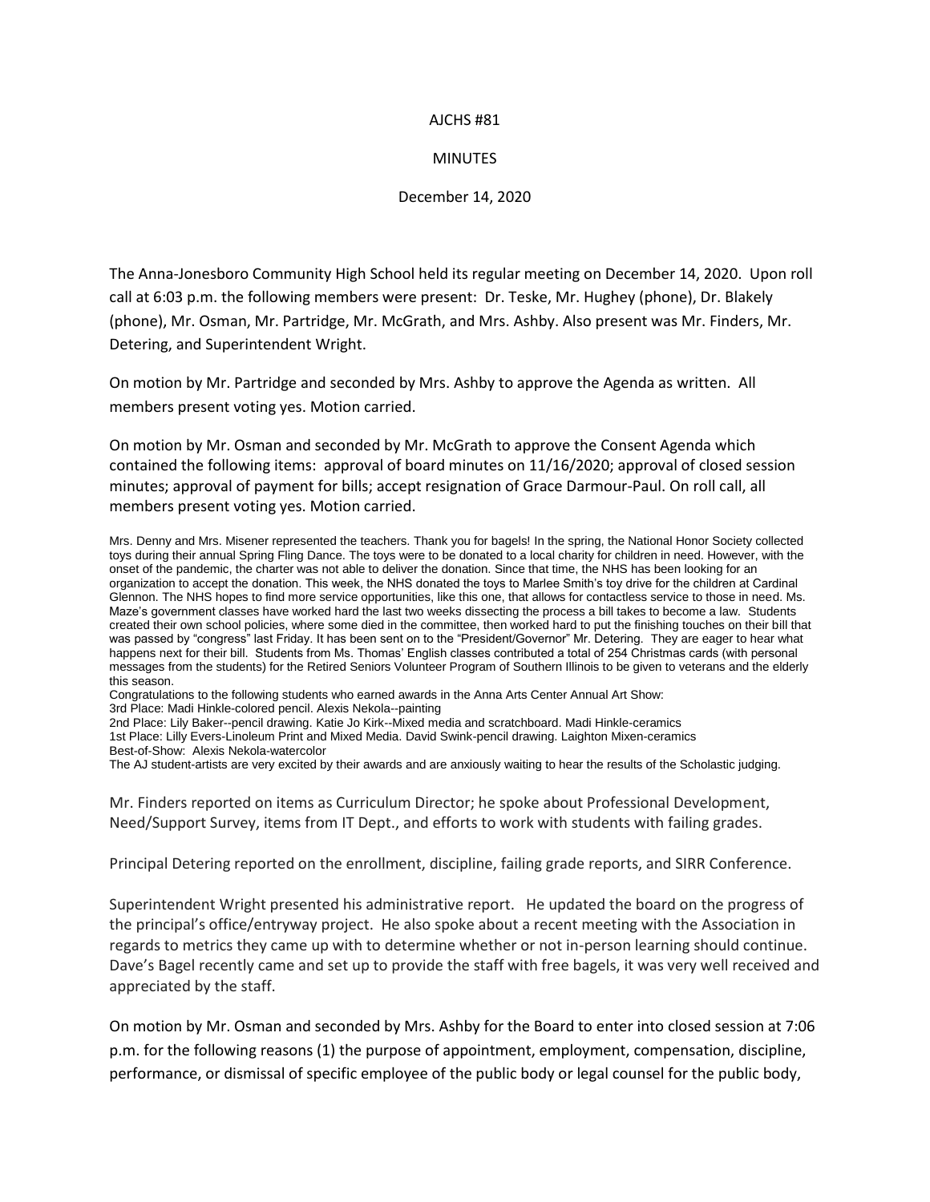AJCHS #81

MINUTES

December 14, 2020

The Anna-Jonesboro Community High School held its regular meeting on December 14, 2020. Upon roll call at 6:03 p.m. the following members were present: Dr. Teske, Mr. Hughey (phone), Dr. Blakely (phone), Mr. Osman, Mr. Partridge, Mr. McGrath, and Mrs. Ashby. Also present was Mr. Finders, Mr. Detering, and Superintendent Wright.

On motion by Mr. Partridge and seconded by Mrs. Ashby to approve the Agenda as written. All members present voting yes. Motion carried.

On motion by Mr. Osman and seconded by Mr. McGrath to approve the Consent Agenda which contained the following items: approval of board minutes on 11/16/2020; approval of closed session minutes; approval of payment for bills; accept resignation of Grace Darmour-Paul. On roll call, all members present voting yes. Motion carried.

Mrs. Denny and Mrs. Misener represented the teachers. Thank you for bagels! In the spring, the National Honor Society collected toys during their annual Spring Fling Dance. The toys were to be donated to a local charity for children in need. However, with the onset of the pandemic, the charter was not able to deliver the donation. Since that time, the NHS has been looking for an organization to accept the donation. This week, the NHS donated the toys to Marlee Smith's toy drive for the children at Cardinal Glennon. The NHS hopes to find more service opportunities, like this one, that allows for contactless service to those in need. Ms. Maze's government classes have worked hard the last two weeks dissecting the process a bill takes to become a law. Students created their own school policies, where some died in the committee, then worked hard to put the finishing touches on their bill that was passed by "congress" last Friday. It has been sent on to the "President/Governor" Mr. Detering. They are eager to hear what happens next for their bill. Students from Ms. Thomas' English classes contributed a total of 254 Christmas cards (with personal messages from the students) for the Retired Seniors Volunteer Program of Southern Illinois to be given to veterans and the elderly this season.

Congratulations to the following students who earned awards in the Anna Arts Center Annual Art Show:
3rd Place: Madi Hinkle-colored pencil. Alexis Nekola--painting
2nd Place: Lily Baker--pencil drawing. Katie Jo Kirk--Mixed media and scratchboard. Madi Hinkle-ceramics
1st Place: Lilly Evers-Linoleum Print and Mixed Media. David Swink-pencil drawing. Laighton Mixen-ceramics
Best-of-Show: Alexis Nekola-watercolor
The AJ student-artists are very excited by their awards and are anxiously waiting to hear the results of the Scholastic judging.

Mr. Finders reported on items as Curriculum Director; he spoke about Professional Development, Need/Support Survey, items from IT Dept., and efforts to work with students with failing grades.

Principal Detering reported on the enrollment, discipline, failing grade reports, and SIRR Conference.

Superintendent Wright presented his administrative report. He updated the board on the progress of the principal's office/entryway project. He also spoke about a recent meeting with the Association in regards to metrics they came up with to determine whether or not in-person learning should continue. Dave's Bagel recently came and set up to provide the staff with free bagels, it was very well received and appreciated by the staff.

On motion by Mr. Osman and seconded by Mrs. Ashby for the Board to enter into closed session at 7:06 p.m. for the following reasons (1) the purpose of appointment, employment, compensation, discipline, performance, or dismissal of specific employee of the public body or legal counsel for the public body,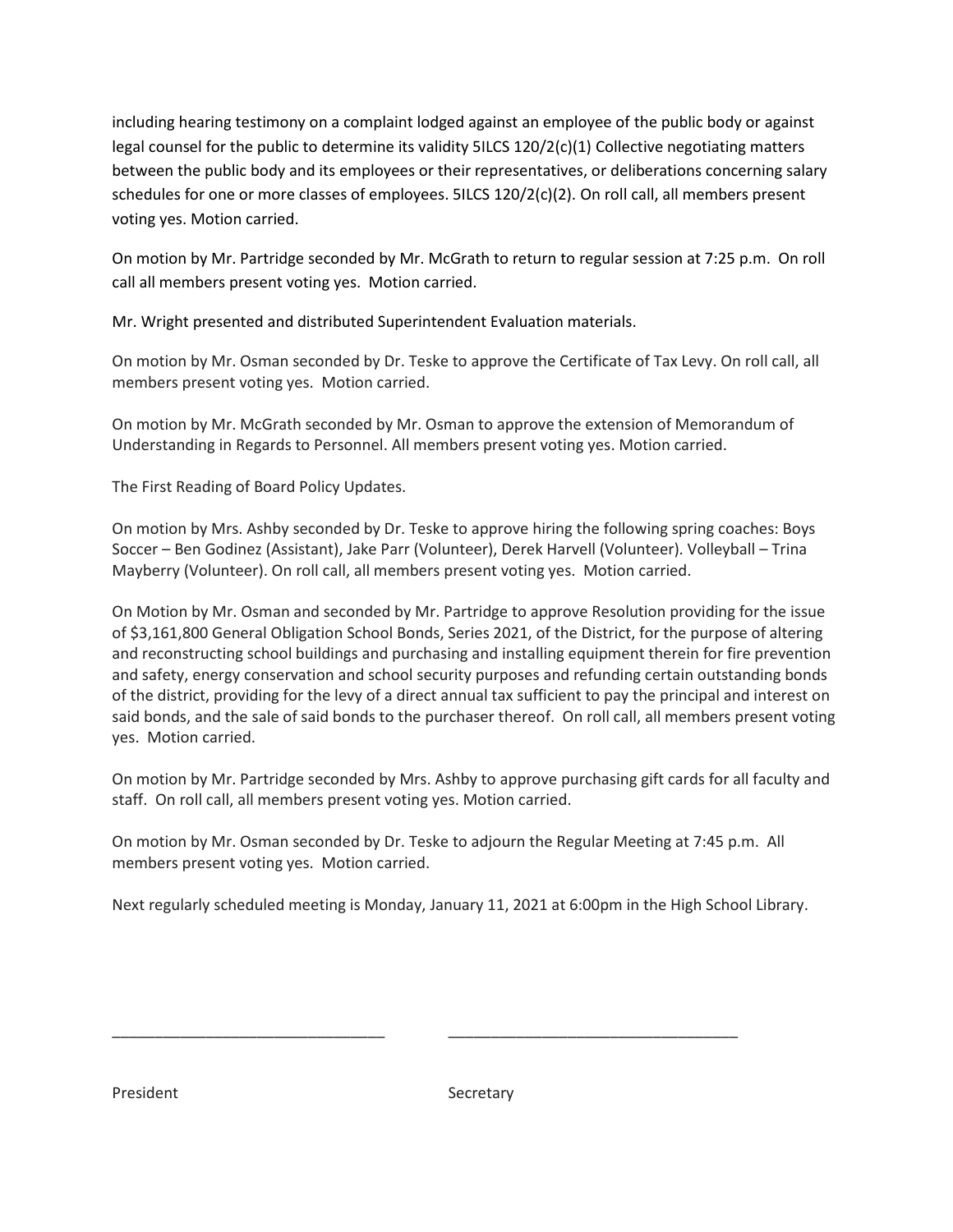including hearing testimony on a complaint lodged against an employee of the public body or against legal counsel for the public to determine its validity 5ILCS 120/2(c)(1) Collective negotiating matters between the public body and its employees or their representatives, or deliberations concerning salary schedules for one or more classes of employees. 5ILCS 120/2(c)(2). On roll call, all members present voting yes. Motion carried.

On motion by Mr. Partridge seconded by Mr. McGrath to return to regular session at 7:25 p.m. On roll call all members present voting yes. Motion carried.

Mr. Wright presented and distributed Superintendent Evaluation materials.

On motion by Mr. Osman seconded by Dr. Teske to approve the Certificate of Tax Levy. On roll call, all members present voting yes. Motion carried.

On motion by Mr. McGrath seconded by Mr. Osman to approve the extension of Memorandum of Understanding in Regards to Personnel. All members present voting yes. Motion carried.

The First Reading of Board Policy Updates.

On motion by Mrs. Ashby seconded by Dr. Teske to approve hiring the following spring coaches: Boys Soccer – Ben Godinez (Assistant), Jake Parr (Volunteer), Derek Harvell (Volunteer). Volleyball – Trina Mayberry (Volunteer). On roll call, all members present voting yes. Motion carried.

On Motion by Mr. Osman and seconded by Mr. Partridge to approve Resolution providing for the issue of $3,161,800 General Obligation School Bonds, Series 2021, of the District, for the purpose of altering and reconstructing school buildings and purchasing and installing equipment therein for fire prevention and safety, energy conservation and school security purposes and refunding certain outstanding bonds of the district, providing for the levy of a direct annual tax sufficient to pay the principal and interest on said bonds, and the sale of said bonds to the purchaser thereof. On roll call, all members present voting yes. Motion carried.

On motion by Mr. Partridge seconded by Mrs. Ashby to approve purchasing gift cards for all faculty and staff. On roll call, all members present voting yes. Motion carried.

On motion by Mr. Osman seconded by Dr. Teske to adjourn the Regular Meeting at 7:45 p.m. All members present voting yes. Motion carried.

Next regularly scheduled meeting is Monday, January 11, 2021 at 6:00pm in the High School Library.

\_\_\_\_\_\_\_\_\_\_\_\_\_\_\_\_\_\_\_\_\_\_\_\_\_\_\_\_\_\_\_\_ \_\_\_\_\_\_\_\_\_\_\_\_\_\_\_\_\_\_\_\_\_\_\_\_\_\_\_\_\_\_\_\_\_\_

President Secretary